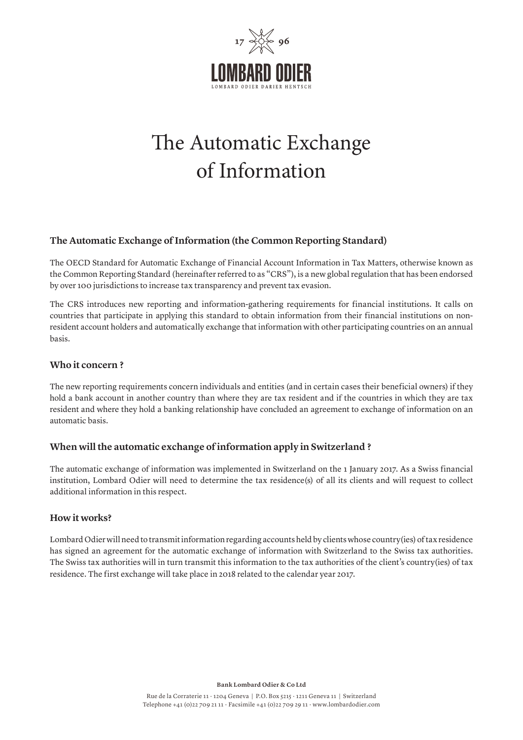# The Automatic Exchange of Information

### The Automatic Exchange of Information (the Common Reporting Standard)

The OECD Standard for Automatic Exchange of Financial Account Information in Tax Matters, otherwise known as the Common Reporting Standard (hereinafter referred to as "CRS"), is a new global regulation that has been endorsed by over 100 jurisdictions to increase tax transparency and prevent tax evasion.

The CRS introduces new reporting and information-gathering requirements for financial institutions. It calls on countries that participate in applying this standard to obtain information from their financial institutions on non-resident account holders and automatically exchange that information with other participating countries on an annual basis.

### Who it concern ?

The new reporting requirements concern individuals and entities (and in certain cases their beneficial owners) if they hold a bank account in another country than where they are tax resident and if the countries in which they are tax resident and where they hold a banking relationship have concluded an agreement to exchange of information on an automatic basis.

### When will the automatic exchange of information apply in Switzerland ?

The automatic exchange of information was implemented in Switzerland on the 1 January 2017. As a Swiss financial institution, Lombard Odier will need to determine the tax residence(s) of all its clients and will request to collect additional information in this respect.

### How it works?

Lombard Odier will need to transmit information regarding accounts held by clients whose country(ies) of tax residence has signed an agreement for the automatic exchange of information with Switzerland to the Swiss tax authorities. The Swiss tax authorities will in turn transmit this information to the tax authorities of the client's country(ies) of tax residence. The first exchange will take place in 2018 related to the calendar year 2017.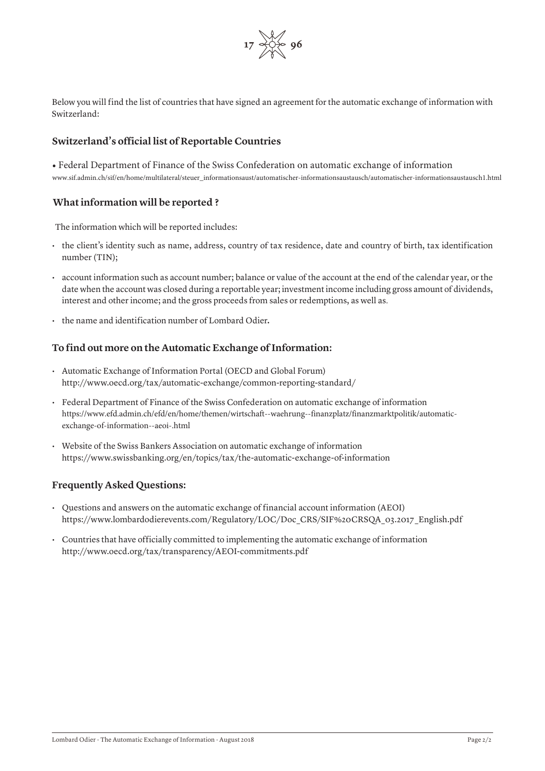Below you will find the list of countries that have signed an agreement for the automatic exchange of information with Switzerland:

## Switzerland's official list of Reportable Countries

- Federal Department of Finance of the Swiss Confederation on automatic exchange of information
www.sif.admin.ch/sif/en/home/multilateral/steuer_informationsaust/automatischer-informationsaustausch/automatischer-informationsaustausch1.html

## What information will be reported ?

The information which will be reported includes:

- the client's identity such as name, address, country of tax residence, date and country of birth, tax identification number (TIN);
- account information such as account number; balance or value of the account at the end of the calendar year, or the date when the account was closed during a reportable year; investment income including gross amount of dividends, interest and other income; and the gross proceeds from sales or redemptions, as well as.
- the name and identification number of Lombard Odier.

## To find out more on the Automatic Exchange of Information:

- Automatic Exchange of Information Portal (OECD and Global Forum)
http://www.oecd.org/tax/automatic-exchange/common-reporting-standard/
- Federal Department of Finance of the Swiss Confederation on automatic exchange of information
https://www.efd.admin.ch/efd/en/home/themen/wirtschaft--waehrung--finanzplatz/finanzmarktpolitik/automatic-exchange-of-information--aeoi-.html
- Website of the Swiss Bankers Association on automatic exchange of information
https://www.swissbanking.org/en/topics/tax/the-automatic-exchange-of-information

## Frequently Asked Questions:

- Questions and answers on the automatic exchange of financial account information (AEOI)
https://www.lombardodierevents.com/Regulatory/LOC/Doc_CRS/SIF%20CRSQA_03.2017_English.pdf
- Countries that have officially committed to implementing the automatic exchange of information
http://www.oecd.org/tax/transparency/AEOI-commitments.pdf